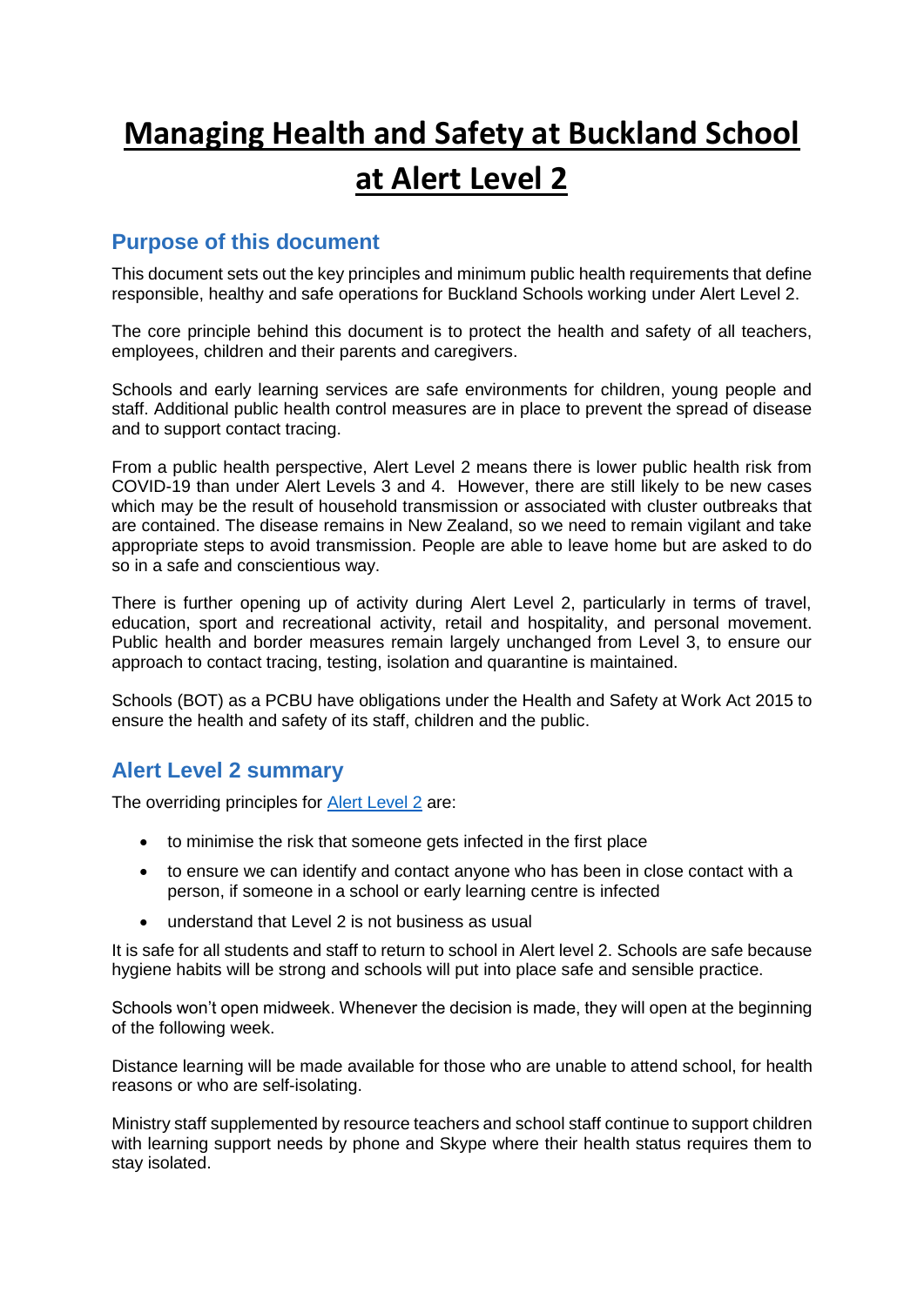# Managing Health and Safety at Buckland School at Alert Level 2

## Purpose of this document

This document sets out the key principles and minimum public health requirements that define responsible, healthy and safe operations for Buckland Schools working under Alert Level 2.

The core principle behind this document is to protect the health and safety of all teachers, employees, children and their parents and caregivers.

Schools and early learning services are safe environments for children, young people and staff. Additional public health control measures are in place to prevent the spread of disease and to support contact tracing.

From a public health perspective, Alert Level 2 means there is lower public health risk from COVID-19 than under Alert Levels 3 and 4. However, there are still likely to be new cases which may be the result of household transmission or associated with cluster outbreaks that are contained. The disease remains in New Zealand, so we need to remain vigilant and take appropriate steps to avoid transmission. People are able to leave home but are asked to do so in a safe and conscientious way.

There is further opening up of activity during Alert Level 2, particularly in terms of travel, education, sport and recreational activity, retail and hospitality, and personal movement. Public health and border measures remain largely unchanged from Level 3, to ensure our approach to contact tracing, testing, isolation and quarantine is maintained.

Schools (BOT) as a PCBU have obligations under the Health and Safety at Work Act 2015 to ensure the health and safety of its staff, children and the public.

## Alert Level 2 summary

The overriding principles for Alert Level 2 are:

- to minimise the risk that someone gets infected in the first place
- to ensure we can identify and contact anyone who has been in close contact with a person, if someone in a school or early learning centre is infected
- understand that Level 2 is not business as usual

It is safe for all students and staff to return to school in Alert level 2. Schools are safe because hygiene habits will be strong and schools will put into place safe and sensible practice.

Schools won't open midweek. Whenever the decision is made, they will open at the beginning of the following week.

Distance learning will be made available for those who are unable to attend school, for health reasons or who are self-isolating.

Ministry staff supplemented by resource teachers and school staff continue to support children with learning support needs by phone and Skype where their health status requires them to stay isolated.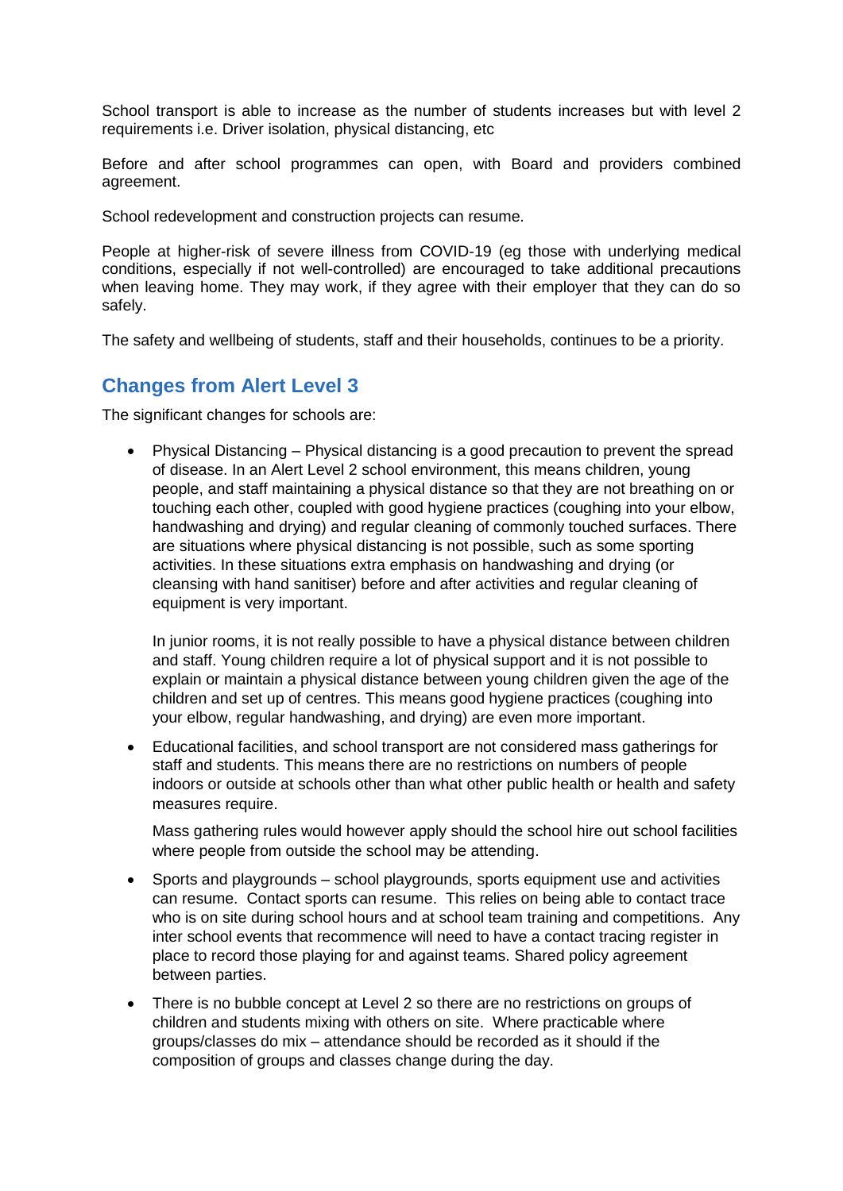School transport is able to increase as the number of students increases but with level 2 requirements i.e. Driver isolation, physical distancing, etc

Before and after school programmes can open, with Board and providers combined agreement.

School redevelopment and construction projects can resume.

People at higher-risk of severe illness from COVID-19 (eg those with underlying medical conditions, especially if not well-controlled) are encouraged to take additional precautions when leaving home. They may work, if they agree with their employer that they can do so safely.

The safety and wellbeing of students, staff and their households, continues to be a priority.

## Changes from Alert Level 3

The significant changes for schools are:

- Physical Distancing – Physical distancing is a good precaution to prevent the spread of disease. In an Alert Level 2 school environment, this means children, young people, and staff maintaining a physical distance so that they are not breathing on or touching each other, coupled with good hygiene practices (coughing into your elbow, handwashing and drying) and regular cleaning of commonly touched surfaces. There are situations where physical distancing is not possible, such as some sporting activities. In these situations extra emphasis on handwashing and drying (or cleansing with hand sanitiser) before and after activities and regular cleaning of equipment is very important.

  In junior rooms, it is not really possible to have a physical distance between children and staff. Young children require a lot of physical support and it is not possible to explain or maintain a physical distance between young children given the age of the children and set up of centres. This means good hygiene practices (coughing into your elbow, regular handwashing, and drying) are even more important.

- Educational facilities, and school transport are not considered mass gatherings for staff and students. This means there are no restrictions on numbers of people indoors or outside at schools other than what other public health or health and safety measures require.

  Mass gathering rules would however apply should the school hire out school facilities where people from outside the school may be attending.

- Sports and playgrounds – school playgrounds, sports equipment use and activities can resume. Contact sports can resume. This relies on being able to contact trace who is on site during school hours and at school team training and competitions. Any inter school events that recommence will need to have a contact tracing register in place to record those playing for and against teams. Shared policy agreement between parties.

- There is no bubble concept at Level 2 so there are no restrictions on groups of children and students mixing with others on site. Where practicable where groups/classes do mix – attendance should be recorded as it should if the composition of groups and classes change during the day.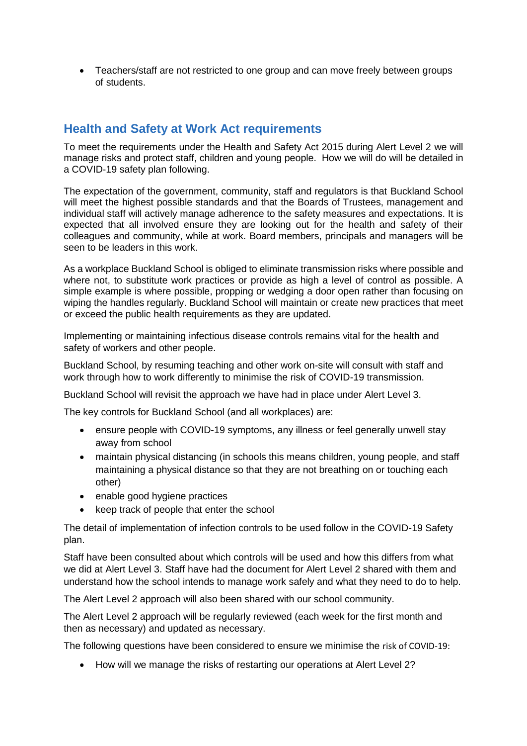- Teachers/staff are not restricted to one group and can move freely between groups of students.

## Health and Safety at Work Act requirements

To meet the requirements under the Health and Safety Act 2015 during Alert Level 2 we will manage risks and protect staff, children and young people. How we will do will be detailed in a COVID-19 safety plan following.

The expectation of the government, community, staff and regulators is that Buckland School will meet the highest possible standards and that the Boards of Trustees, management and individual staff will actively manage adherence to the safety measures and expectations. It is expected that all involved ensure they are looking out for the health and safety of their colleagues and community, while at work. Board members, principals and managers will be seen to be leaders in this work.

As a workplace Buckland School is obliged to eliminate transmission risks where possible and where not, to substitute work practices or provide as high a level of control as possible. A simple example is where possible, propping or wedging a door open rather than focusing on wiping the handles regularly. Buckland School will maintain or create new practices that meet or exceed the public health requirements as they are updated.

Implementing or maintaining infectious disease controls remains vital for the health and safety of workers and other people.

Buckland School, by resuming teaching and other work on-site will consult with staff and work through how to work differently to minimise the risk of COVID-19 transmission.

Buckland School will revisit the approach we have had in place under Alert Level 3.

The key controls for Buckland School (and all workplaces) are:

- ensure people with COVID-19 symptoms, any illness or feel generally unwell stay away from school
- maintain physical distancing (in schools this means children, young people, and staff maintaining a physical distance so that they are not breathing on or touching each other)
- enable good hygiene practices
- keep track of people that enter the school

The detail of implementation of infection controls to be used follow in the COVID-19 Safety plan.

Staff have been consulted about which controls will be used and how this differs from what we did at Alert Level 3. Staff have had the document for Alert Level 2 shared with them and understand how the school intends to manage work safely and what they need to do to help.

The Alert Level 2 approach will also b~~een~~ shared with our school community.

The Alert Level 2 approach will be regularly reviewed (each week for the first month and then as necessary) and updated as necessary.

The following questions have been considered to ensure we minimise the risk of COVID-19:

- How will we manage the risks of restarting our operations at Alert Level 2?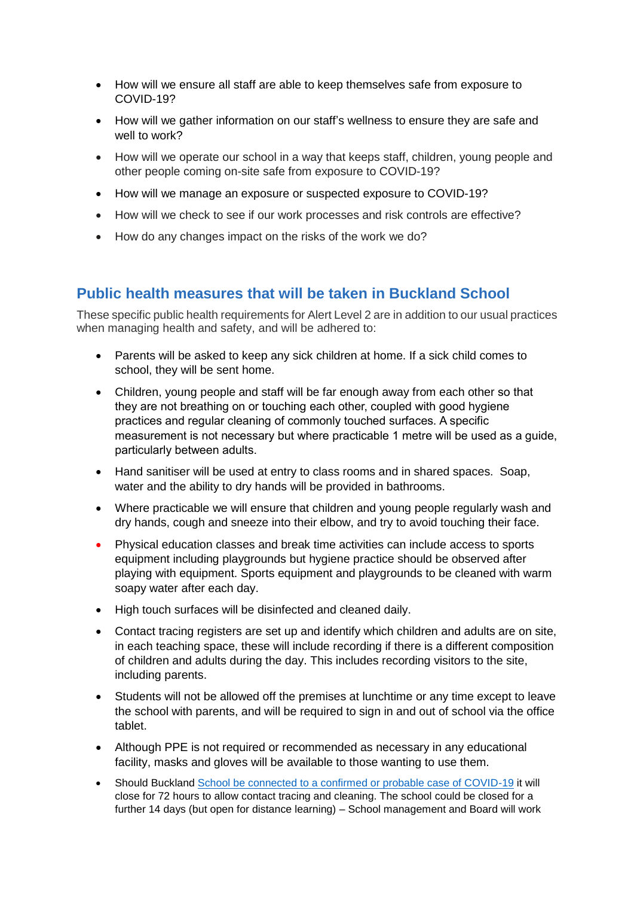- How will we ensure all staff are able to keep themselves safe from exposure to COVID-19?
- How will we gather information on our staff's wellness to ensure they are safe and well to work?
- How will we operate our school in a way that keeps staff, children, young people and other people coming on-site safe from exposure to COVID-19?
- How will we manage an exposure or suspected exposure to COVID-19?
- How will we check to see if our work processes and risk controls are effective?
- How do any changes impact on the risks of the work we do?

## Public health measures that will be taken in Buckland School

These specific public health requirements for Alert Level 2 are in addition to our usual practices when managing health and safety, and will be adhered to:

- Parents will be asked to keep any sick children at home. If a sick child comes to school, they will be sent home.
- Children, young people and staff will be far enough away from each other so that they are not breathing on or touching each other, coupled with good hygiene practices and regular cleaning of commonly touched surfaces. A specific measurement is not necessary but where practicable 1 metre will be used as a guide, particularly between adults.
- Hand sanitiser will be used at entry to class rooms and in shared spaces. Soap, water and the ability to dry hands will be provided in bathrooms.
- Where practicable we will ensure that children and young people regularly wash and dry hands, cough and sneeze into their elbow, and try to avoid touching their face.
- Physical education classes and break time activities can include access to sports equipment including playgrounds but hygiene practice should be observed after playing with equipment. Sports equipment and playgrounds to be cleaned with warm soapy water after each day.
- High touch surfaces will be disinfected and cleaned daily.
- Contact tracing registers are set up and identify which children and adults are on site, in each teaching space, these will include recording if there is a different composition of children and adults during the day. This includes recording visitors to the site, including parents.
- Students will not be allowed off the premises at lunchtime or any time except to leave the school with parents, and will be required to sign in and out of school via the office tablet.
- Although PPE is not required or recommended as necessary in any educational facility, masks and gloves will be available to those wanting to use them.
- Should Buckland School be connected to a confirmed or probable case of COVID-19 it will close for 72 hours to allow contact tracing and cleaning. The school could be closed for a further 14 days (but open for distance learning) – School management and Board will work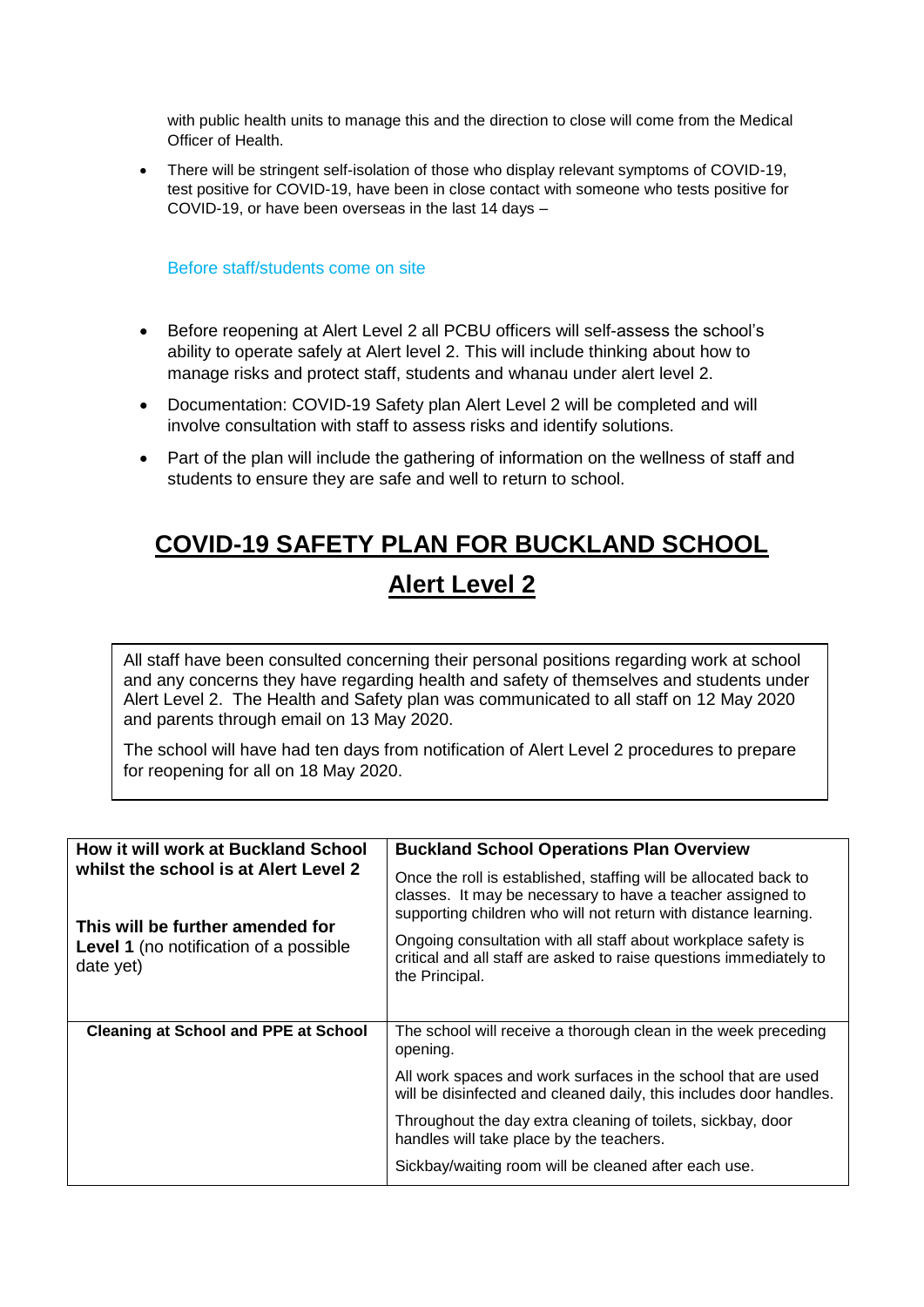with public health units to manage this and the direction to close will come from the Medical Officer of Health.

- There will be stringent self-isolation of those who display relevant symptoms of COVID-19, test positive for COVID-19, have been in close contact with someone who tests positive for COVID-19, or have been overseas in the last 14 days –

Before staff/students come on site

- Before reopening at Alert Level 2 all PCBU officers will self-assess the school's ability to operate safely at Alert level 2. This will include thinking about how to manage risks and protect staff, students and whanau under alert level 2.
- Documentation: COVID-19 Safety plan Alert Level 2 will be completed and will involve consultation with staff to assess risks and identify solutions.
- Part of the plan will include the gathering of information on the wellness of staff and students to ensure they are safe and well to return to school.

# COVID-19 SAFETY PLAN FOR BUCKLAND SCHOOL

## Alert Level 2

All staff have been consulted concerning their personal positions regarding work at school and any concerns they have regarding health and safety of themselves and students under Alert Level 2. The Health and Safety plan was communicated to all staff on 12 May 2020 and parents through email on 13 May 2020.

The school will have had ten days from notification of Alert Level 2 procedures to prepare for reopening for all on 18 May 2020.

| **How it will work at Buckland School whilst the school is at Alert Level 2**<br><br>**This will be further amended for Level 1** (no notification of a possible date yet) | **Buckland School Operations Plan Overview**<br><br>Once the roll is established, staffing will be allocated back to classes. It may be necessary to have a teacher assigned to supporting children who will not return with distance learning.<br><br>Ongoing consultation with all staff about workplace safety is critical and all staff are asked to raise questions immediately to the Principal. |
|---|---|
| **Cleaning at School and PPE at School** | The school will receive a thorough clean in the week preceding opening.<br><br>All work spaces and work surfaces in the school that are used will be disinfected and cleaned daily, this includes door handles.<br><br>Throughout the day extra cleaning of toilets, sickbay, door handles will take place by the teachers.<br><br>Sickbay/waiting room will be cleaned after each use. |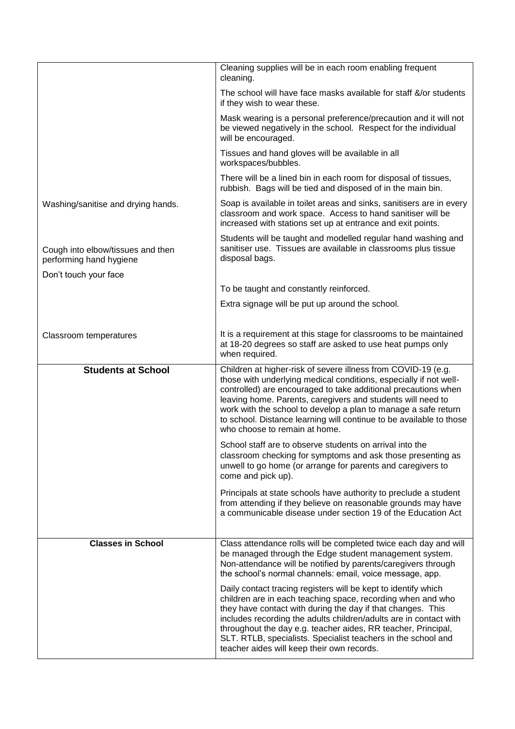| | |
|---|---|
| | Cleaning supplies will be in each room enabling frequent cleaning.<br><br>The school will have face masks available for staff &/or students if they wish to wear these.<br><br>Mask wearing is a personal preference/precaution and it will not be viewed negatively in the school. Respect for the individual will be encouraged.<br><br>Tissues and hand gloves will be available in all workspaces/bubbles.<br><br>There will be a lined bin in each room for disposal of tissues, rubbish. Bags will be tied and disposed of in the main bin. |
| Washing/sanitise and drying hands.<br><br>Cough into elbow/tissues and then performing hand hygiene<br><br>Don't touch your face<br><br>Classroom temperatures | Soap is available in toilet areas and sinks, sanitisers are in every classroom and work space. Access to hand sanitiser will be increased with stations set up at entrance and exit points.<br><br>Students will be taught and modelled regular hand washing and sanitiser use. Tissues are available in classrooms plus tissue disposal bags.<br><br>To be taught and constantly reinforced.<br><br>Extra signage will be put up around the school.<br><br>It is a requirement at this stage for classrooms to be maintained at 18-20 degrees so staff are asked to use heat pumps only when required. |
| **Students at School** | Children at higher-risk of severe illness from COVID-19 (e.g. those with underlying medical conditions, especially if not well-controlled) are encouraged to take additional precautions when leaving home. Parents, caregivers and students will need to work with the school to develop a plan to manage a safe return to school. Distance learning will continue to be available to those who choose to remain at home.<br><br>School staff are to observe students on arrival into the classroom checking for symptoms and ask those presenting as unwell to go home (or arrange for parents and caregivers to come and pick up).<br><br>Principals at state schools have authority to preclude a student from attending if they believe on reasonable grounds may have a communicable disease under section 19 of the Education Act |
| **Classes in School** | Class attendance rolls will be completed twice each day and will be managed through the Edge student management system. Non-attendance will be notified by parents/caregivers through the school's normal channels: email, voice message, app.<br><br>Daily contact tracing registers will be kept to identify which children are in each teaching space, recording when and who they have contact with during the day if that changes. This includes recording the adults children/adults are in contact with throughout the day e.g. teacher aides, RR teacher, Principal, SLT. RTLB, specialists. Specialist teachers in the school and teacher aides will keep their own records. |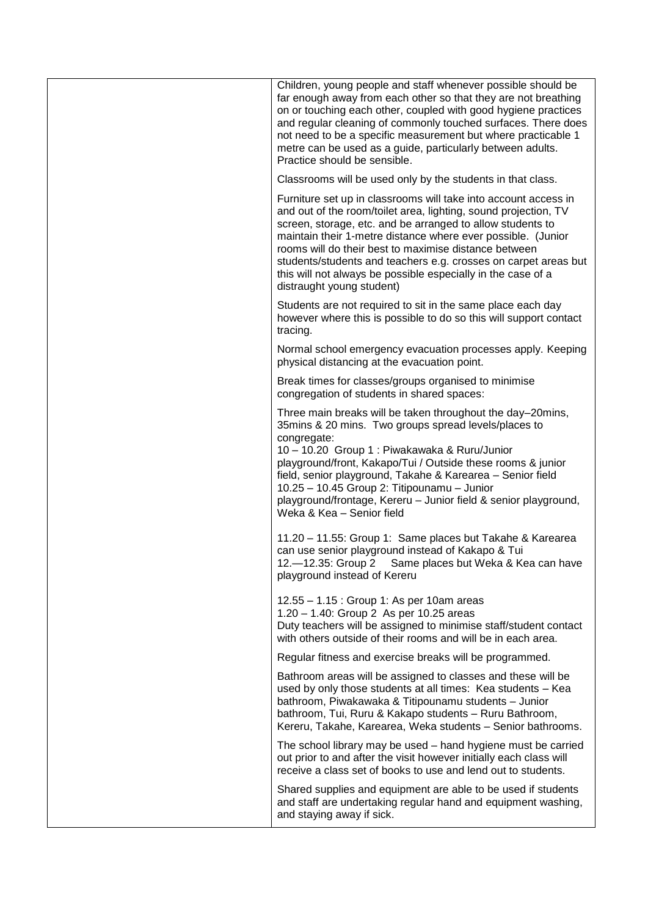| | |
|---|---|
| | Children, young people and staff whenever possible should be far enough away from each other so that they are not breathing on or touching each other, coupled with good hygiene practices and regular cleaning of commonly touched surfaces. There does not need to be a specific measurement but where practicable 1 metre can be used as a guide, particularly between adults. Practice should be sensible.<br><br>Classrooms will be used only by the students in that class.<br><br>Furniture set up in classrooms will take into account access in and out of the room/toilet area, lighting, sound projection, TV screen, storage, etc. and be arranged to allow students to maintain their 1-metre distance where ever possible. (Junior rooms will do their best to maximise distance between students/students and teachers e.g. crosses on carpet areas but this will not always be possible especially in the case of a distraught young student)<br><br>Students are not required to sit in the same place each day however where this is possible to do so this will support contact tracing.<br><br>Normal school emergency evacuation processes apply. Keeping physical distancing at the evacuation point.<br><br>Break times for classes/groups organised to minimise congregation of students in shared spaces:<br><br>Three main breaks will be taken throughout the day–20mins, 35mins & 20 mins. Two groups spread levels/places to congregate:<br>10 – 10.20 Group 1 : Piwakawaka & Ruru/Junior playground/front, Kakapo/Tui / Outside these rooms & junior field, senior playground, Takahe & Karearea – Senior field<br>10.25 – 10.45 Group 2: Titipounamu – Junior playground/frontage, Kereru – Junior field & senior playground, Weka & Kea – Senior field<br><br>11.20 – 11.55: Group 1: Same places but Takahe & Karearea can use senior playground instead of Kakapo & Tui<br>12.—12.35: Group 2 Same places but Weka & Kea can have playground instead of Kereru<br><br>12.55 – 1.15 : Group 1: As per 10am areas<br>1.20 – 1.40: Group 2 As per 10.25 areas<br>Duty teachers will be assigned to minimise staff/student contact with others outside of their rooms and will be in each area.<br><br>Regular fitness and exercise breaks will be programmed.<br><br>Bathroom areas will be assigned to classes and these will be used by only those students at all times: Kea students – Kea bathroom, Piwakawaka & Titipounamu students – Junior bathroom, Tui, Ruru & Kakapo students – Ruru Bathroom, Kereru, Takahe, Karearea, Weka students – Senior bathrooms.<br><br>The school library may be used – hand hygiene must be carried out prior to and after the visit however initially each class will receive a class set of books to use and lend out to students.<br><br>Shared supplies and equipment are able to be used if students and staff are undertaking regular hand and equipment washing, and staying away if sick. |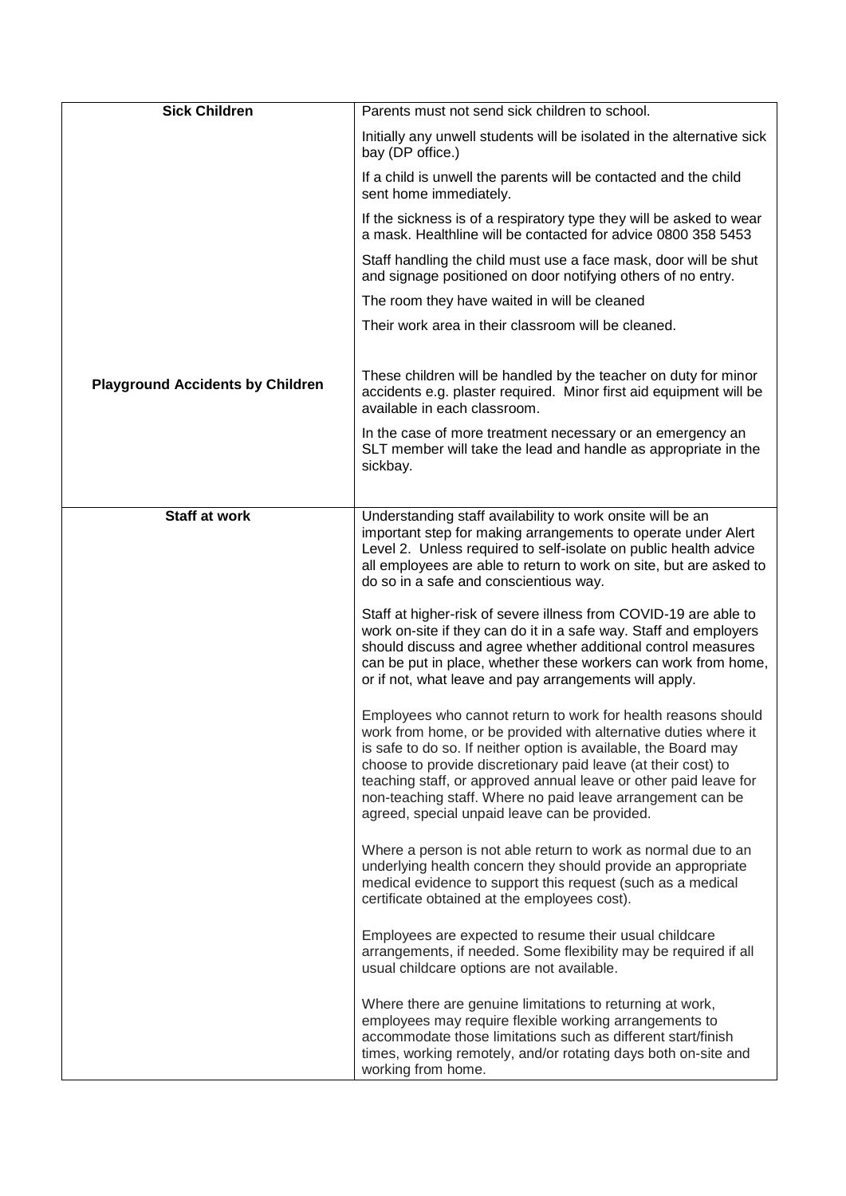| | |
|---|---|
| **Sick Children** | Parents must not send sick children to school.<br><br>Initially any unwell students will be isolated in the alternative sick bay (DP office.)<br><br>If a child is unwell the parents will be contacted and the child sent home immediately.<br><br>If the sickness is of a respiratory type they will be asked to wear a mask. Healthline will be contacted for advice 0800 358 5453<br><br>Staff handling the child must use a face mask, door will be shut and signage positioned on door notifying others of no entry.<br><br>The room they have waited in will be cleaned<br><br>Their work area in their classroom will be cleaned. |
| **Playground Accidents by Children** | These children will be handled by the teacher on duty for minor accidents e.g. plaster required. Minor first aid equipment will be available in each classroom.<br><br>In the case of more treatment necessary or an emergency an SLT member will take the lead and handle as appropriate in the sickbay. |
| **Staff at work** | Understanding staff availability to work onsite will be an important step for making arrangements to operate under Alert Level 2. Unless required to self-isolate on public health advice all employees are able to return to work on site, but are asked to do so in a safe and conscientious way.<br><br>Staff at higher-risk of severe illness from COVID-19 are able to work on-site if they can do it in a safe way. Staff and employers should discuss and agree whether additional control measures can be put in place, whether these workers can work from home, or if not, what leave and pay arrangements will apply.<br><br>Employees who cannot return to work for health reasons should work from home, or be provided with alternative duties where it is safe to do so. If neither option is available, the Board may choose to provide discretionary paid leave (at their cost) to teaching staff, or approved annual leave or other paid leave for non-teaching staff. Where no paid leave arrangement can be agreed, special unpaid leave can be provided.<br><br>Where a person is not able return to work as normal due to an underlying health concern they should provide an appropriate medical evidence to support this request (such as a medical certificate obtained at the employees cost).<br><br>Employees are expected to resume their usual childcare arrangements, if needed. Some flexibility may be required if all usual childcare options are not available.<br><br>Where there are genuine limitations to returning at work, employees may require flexible working arrangements to accommodate those limitations such as different start/finish times, working remotely, and/or rotating days both on-site and working from home. |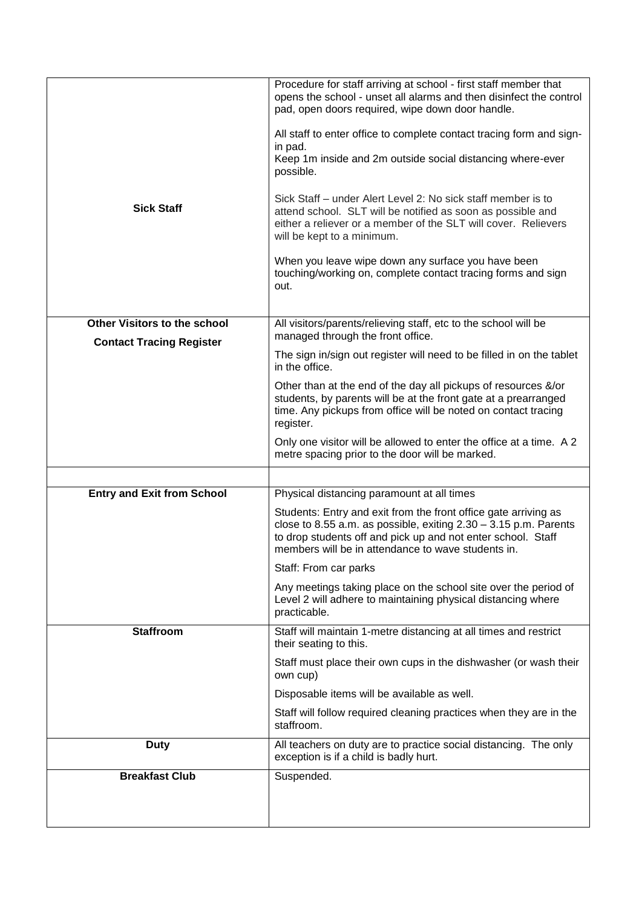| | |
|---|---|
| **Sick Staff** | Procedure for staff arriving at school - first staff member that opens the school - unset all alarms and then disinfect the control pad, open doors required, wipe down door handle.<br><br>All staff to enter office to complete contact tracing form and sign-in pad.<br>Keep 1m inside and 2m outside social distancing where-ever possible.<br><br>Sick Staff – under Alert Level 2: No sick staff member is to attend school. SLT will be notified as soon as possible and either a reliever or a member of the SLT will cover. Relievers will be kept to a minimum.<br><br>When you leave wipe down any surface you have been touching/working on, complete contact tracing forms and sign out. |
| **Other Visitors to the school**<br><br>**Contact Tracing Register** | All visitors/parents/relieving staff, etc to the school will be managed through the front office.<br><br>The sign in/sign out register will need to be filled in on the tablet in the office.<br><br>Other than at the end of the day all pickups of resources &/or students, by parents will be at the front gate at a prearranged time. Any pickups from office will be noted on contact tracing register.<br><br>Only one visitor will be allowed to enter the office at a time. A 2 metre spacing prior to the door will be marked. |
| | |
| **Entry and Exit from School** | Physical distancing paramount at all times<br><br>Students: Entry and exit from the front office gate arriving as close to 8.55 a.m. as possible, exiting 2.30 – 3.15 p.m. Parents to drop students off and pick up and not enter school. Staff members will be in attendance to wave students in.<br><br>Staff: From car parks<br><br>Any meetings taking place on the school site over the period of Level 2 will adhere to maintaining physical distancing where practicable. |
| **Staffroom** | Staff will maintain 1-metre distancing at all times and restrict their seating to this.<br><br>Staff must place their own cups in the dishwasher (or wash their own cup)<br><br>Disposable items will be available as well.<br><br>Staff will follow required cleaning practices when they are in the staffroom. |
| **Duty** | All teachers on duty are to practice social distancing. The only exception is if a child is badly hurt. |
| **Breakfast Club** | Suspended. |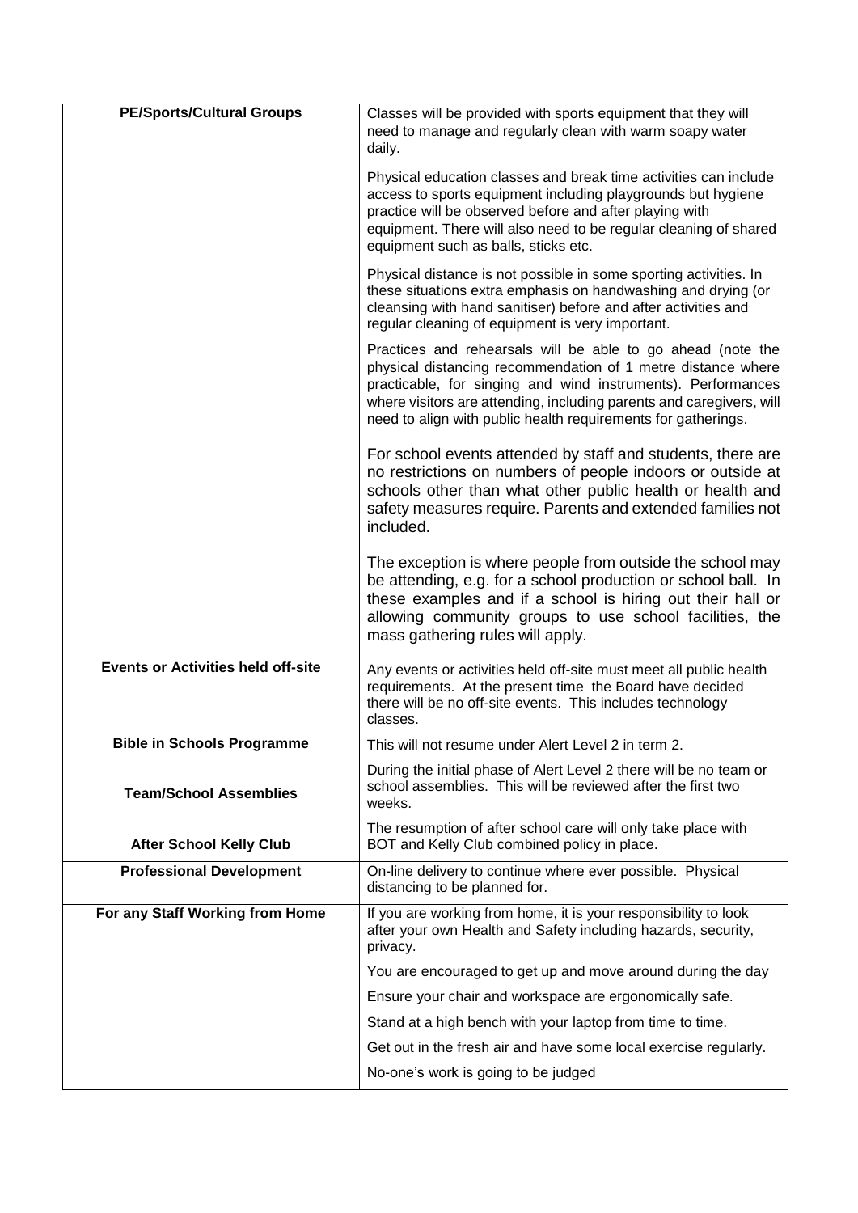| | |
|---|---|
| **PE/Sports/Cultural Groups** | Classes will be provided with sports equipment that they will need to manage and regularly clean with warm soapy water daily.<br><br>Physical education classes and break time activities can include access to sports equipment including playgrounds but hygiene practice will be observed before and after playing with equipment. There will also need to be regular cleaning of shared equipment such as balls, sticks etc.<br><br>Physical distance is not possible in some sporting activities. In these situations extra emphasis on handwashing and drying (or cleansing with hand sanitiser) before and after activities and regular cleaning of equipment is very important.<br><br>Practices and rehearsals will be able to go ahead (note the physical distancing recommendation of 1 metre distance where practicable, for singing and wind instruments). Performances where visitors are attending, including parents and caregivers, will need to align with public health requirements for gatherings.<br><br>For school events attended by staff and students, there are no restrictions on numbers of people indoors or outside at schools other than what other public health or health and safety measures require. Parents and extended families not included.<br><br>The exception is where people from outside the school may be attending, e.g. for a school production or school ball. In these examples and if a school is hiring out their hall or allowing community groups to use school facilities, the mass gathering rules will apply. |
| **Events or Activities held off-site** | Any events or activities held off-site must meet all public health requirements. At the present time the Board have decided there will be no off-site events. This includes technology classes. |
| **Bible in Schools Programme** | This will not resume under Alert Level 2 in term 2. |
| **Team/School Assemblies** | During the initial phase of Alert Level 2 there will be no team or school assemblies. This will be reviewed after the first two weeks. |
| **After School Kelly Club** | The resumption of after school care will only take place with BOT and Kelly Club combined policy in place. |
| **Professional Development** | On-line delivery to continue where ever possible. Physical distancing to be planned for. |
| **For any Staff Working from Home** | If you are working from home, it is your responsibility to look after your own Health and Safety including hazards, security, privacy.<br><br>You are encouraged to get up and move around during the day<br><br>Ensure your chair and workspace are ergonomically safe.<br><br>Stand at a high bench with your laptop from time to time.<br><br>Get out in the fresh air and have some local exercise regularly.<br><br>No-one's work is going to be judged |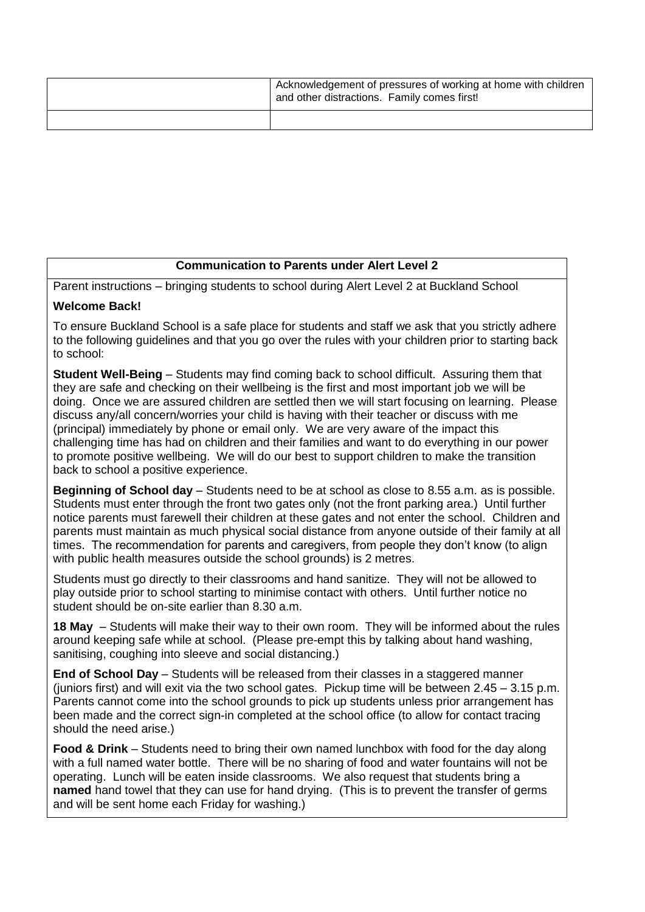| | |
|---|---|
| | Acknowledgement of pressures of working at home with children and other distractions. Family comes first! |
| | |

| **Communication to Parents under Alert Level 2** |
|---|
| Parent instructions – bringing students to school during Alert Level 2 at Buckland School<br><br>**Welcome Back!**<br><br>To ensure Buckland School is a safe place for students and staff we ask that you strictly adhere to the following guidelines and that you go over the rules with your children prior to starting back to school:<br><br>**Student Well-Being** – Students may find coming back to school difficult. Assuring them that they are safe and checking on their wellbeing is the first and most important job we will be doing. Once we are assured children are settled then we will start focusing on learning. Please discuss any/all concern/worries your child is having with their teacher or discuss with me (principal) immediately by phone or email only. We are very aware of the impact this challenging time has had on children and their families and want to do everything in our power to promote positive wellbeing. We will do our best to support children to make the transition back to school a positive experience.<br><br>**Beginning of School day** – Students need to be at school as close to 8.55 a.m. as is possible. Students must enter through the front two gates only (not the front parking area.) Until further notice parents must farewell their children at these gates and not enter the school. Children and parents must maintain as much physical social distance from anyone outside of their family at all times. The recommendation for parents and caregivers, from people they don't know (to align with public health measures outside the school grounds) is 2 metres.<br><br>Students must go directly to their classrooms and hand sanitize. They will not be allowed to play outside prior to school starting to minimise contact with others. Until further notice no student should be on-site earlier than 8.30 a.m.<br><br>**18 May** – Students will make their way to their own room. They will be informed about the rules around keeping safe while at school. (Please pre-empt this by talking about hand washing, sanitising, coughing into sleeve and social distancing.)<br><br>**End of School Day** – Students will be released from their classes in a staggered manner (juniors first) and will exit via the two school gates. Pickup time will be between 2.45 – 3.15 p.m. Parents cannot come into the school grounds to pick up students unless prior arrangement has been made and the correct sign-in completed at the school office (to allow for contact tracing should the need arise.)<br><br>**Food & Drink** – Students need to bring their own named lunchbox with food for the day along with a full named water bottle. There will be no sharing of food and water fountains will not be operating. Lunch will be eaten inside classrooms. We also request that students bring a **named** hand towel that they can use for hand drying. (This is to prevent the transfer of germs and will be sent home each Friday for washing.) |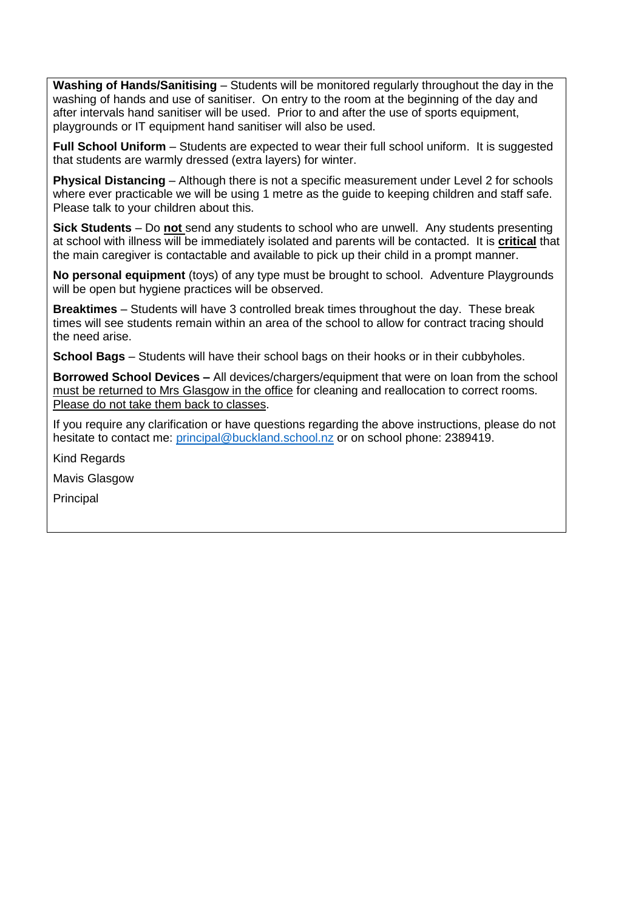**Washing of Hands/Sanitising** – Students will be monitored regularly throughout the day in the washing of hands and use of sanitiser. On entry to the room at the beginning of the day and after intervals hand sanitiser will be used. Prior to and after the use of sports equipment, playgrounds or IT equipment hand sanitiser will also be used.

**Full School Uniform** – Students are expected to wear their full school uniform. It is suggested that students are warmly dressed (extra layers) for winter.

**Physical Distancing** – Although there is not a specific measurement under Level 2 for schools where ever practicable we will be using 1 metre as the guide to keeping children and staff safe. Please talk to your children about this.

**Sick Students** – Do **not** send any students to school who are unwell. Any students presenting at school with illness will be immediately isolated and parents will be contacted. It is **critical** that the main caregiver is contactable and available to pick up their child in a prompt manner.

**No personal equipment** (toys) of any type must be brought to school. Adventure Playgrounds will be open but hygiene practices will be observed.

**Breaktimes** – Students will have 3 controlled break times throughout the day. These break times will see students remain within an area of the school to allow for contract tracing should the need arise.

**School Bags** – Students will have their school bags on their hooks or in their cubbyholes.

**Borrowed School Devices –** All devices/chargers/equipment that were on loan from the school must be returned to Mrs Glasgow in the office for cleaning and reallocation to correct rooms. Please do not take them back to classes.

If you require any clarification or have questions regarding the above instructions, please do not hesitate to contact me: principal@buckland.school.nz or on school phone: 2389419.

Kind Regards

Mavis Glasgow

Principal